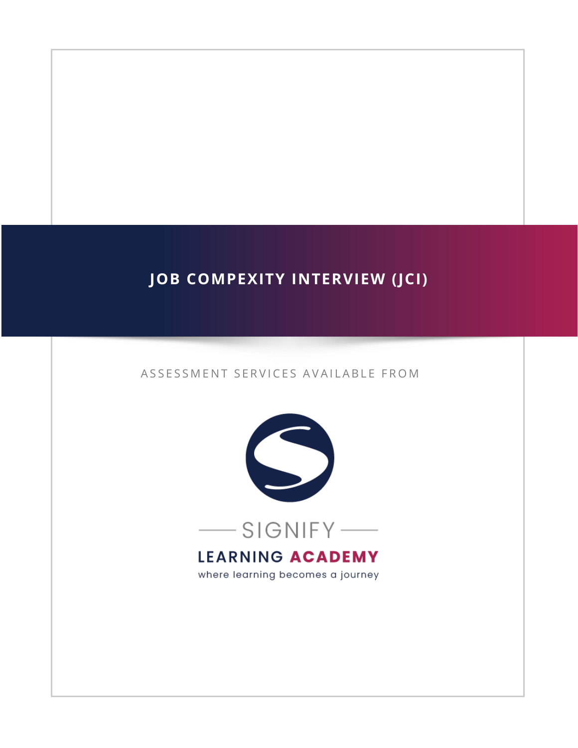# JOB COMPEXITY INTERVIEW (JCI)

ASSESSMENT SERVICES AVAILABLE FROM

SIGNIFY

LEARNING ACADEMY

where learning becomes a journey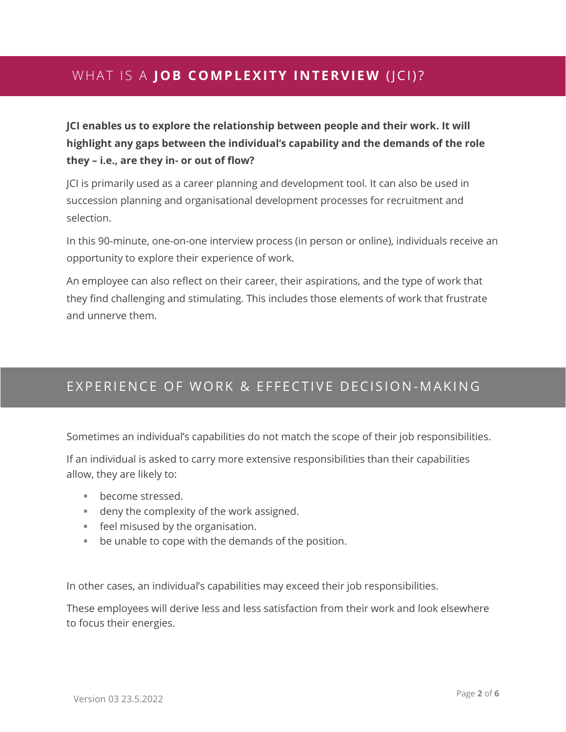## WHAT IS A **JOB COMPLEXITY INTERVIEW** (JCI)?

**JCI enables us to explore the relationship between people and their work. It will highlight any gaps between the individual's capability and the demands of the role they – i.e., are they in- or out of flow?**

JCI is primarily used as a career planning and development tool. It can also be used in succession planning and organisational development processes for recruitment and selection.

In this 90-minute, one-on-one interview process (in person or online), individuals receive an opportunity to explore their experience of work.

An employee can also reflect on their career, their aspirations, and the type of work that they find challenging and stimulating. This includes those elements of work that frustrate and unnerve them.

## EXPERIENCE OF WORK & EFFECTIVE DECISION-MAKING

Sometimes an individual's capabilities do not match the scope of their job responsibilities.

If an individual is asked to carry more extensive responsibilities than their capabilities allow, they are likely to:

- become stressed.
- deny the complexity of the work assigned.
- feel misused by the organisation.
- be unable to cope with the demands of the position.

In other cases, an individual's capabilities may exceed their job responsibilities.

These employees will derive less and less satisfaction from their work and look elsewhere to focus their energies.

Version 03 23.5.2022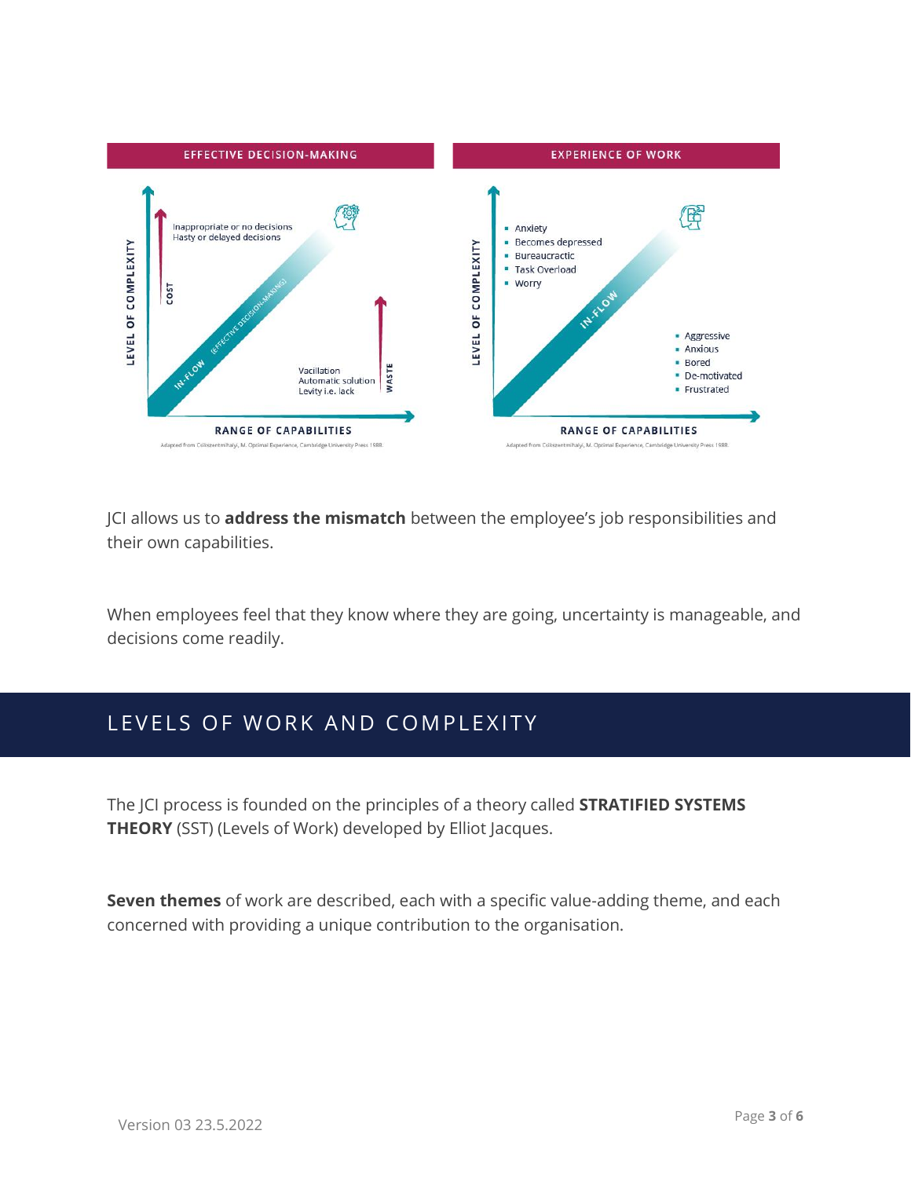**EFFECTIVE DECISION-MAKING**

- Inappropriate or no decisions
- Hasty or delayed decisions

COST

IN-FLOW (EFFECTIVE DECISION-MAKING)

- Vacillation
- Automatic solution
- Levity i.e. lack

WASTE

LEVEL OF COMPLEXITY

RANGE OF CAPABILITIES

Adapted from Csikszentmihalyi, M. Optimal Experience, Cambridge University Press 1988.

**EXPERIENCE OF WORK**

- Anxiety
- Becomes depressed
- Bureaucractic
- Task Overload
- Worry

IN-FLOW

- Aggressive
- Anxious
- Bored
- De-motivated
- Frustrated

LEVEL OF COMPLEXITY

RANGE OF CAPABILITIES

Adapted from Csikszentmihalyi, M. Optimal Experience, Cambridge University Press 1988.

JCI allows us to **address the mismatch** between the employee's job responsibilities and their own capabilities.

When employees feel that they know where they are going, uncertainty is manageable, and decisions come readily.

## LEVELS OF WORK AND COMPLEXITY

The JCI process is founded on the principles of a theory called **STRATIFIED SYSTEMS THEORY** (SST) (Levels of Work) developed by Elliot Jacques.

**Seven themes** of work are described, each with a specific value-adding theme, and each concerned with providing a unique contribution to the organisation.

Version 03 23.5.2022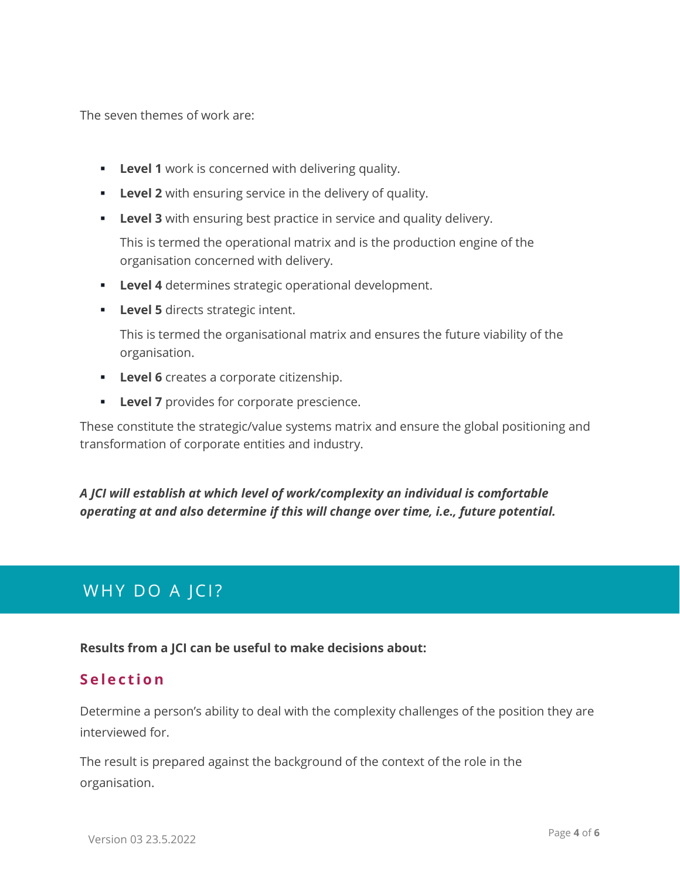The seven themes of work are:

- **Level 1** work is concerned with delivering quality.
- **Level 2** with ensuring service in the delivery of quality.
- **Level 3** with ensuring best practice in service and quality delivery.

  This is termed the operational matrix and is the production engine of the organisation concerned with delivery.
- **Level 4** determines strategic operational development.
- **Level 5** directs strategic intent.

  This is termed the organisational matrix and ensures the future viability of the organisation.
- **Level 6** creates a corporate citizenship.
- **Level 7** provides for corporate prescience.

These constitute the strategic/value systems matrix and ensure the global positioning and transformation of corporate entities and industry.

***A JCI will establish at which level of work/complexity an individual is comfortable operating at and also determine if this will change over time, i.e., future potential.***

## WHY DO A JCI?

**Results from a JCI can be useful to make decisions about:**

### Selection

Determine a person's ability to deal with the complexity challenges of the position they are interviewed for.

The result is prepared against the background of the context of the role in the organisation.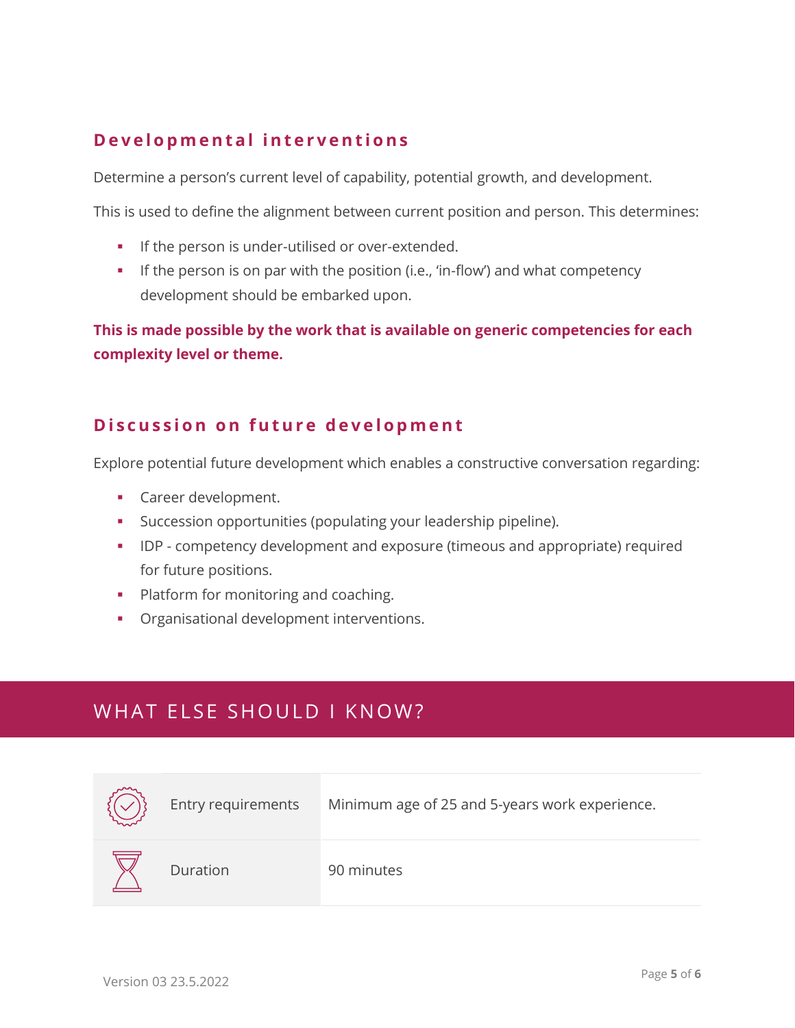## Developmental interventions

Determine a person's current level of capability, potential growth, and development.

This is used to define the alignment between current position and person. This determines:

- If the person is under-utilised or over-extended.
- If the person is on par with the position (i.e., 'in-flow') and what competency development should be embarked upon.

**This is made possible by the work that is available on generic competencies for each complexity level or theme.**

## Discussion on future development

Explore potential future development which enables a constructive conversation regarding:

- Career development.
- Succession opportunities (populating your leadership pipeline).
- IDP - competency development and exposure (timeous and appropriate) required for future positions.
- Platform for monitoring and coaching.
- Organisational development interventions.

# WHAT ELSE SHOULD I KNOW?

| | |
|---|---|
| Entry requirements | Minimum age of 25 and 5-years work experience. |
| Duration | 90 minutes |

Version 03 23.5.2022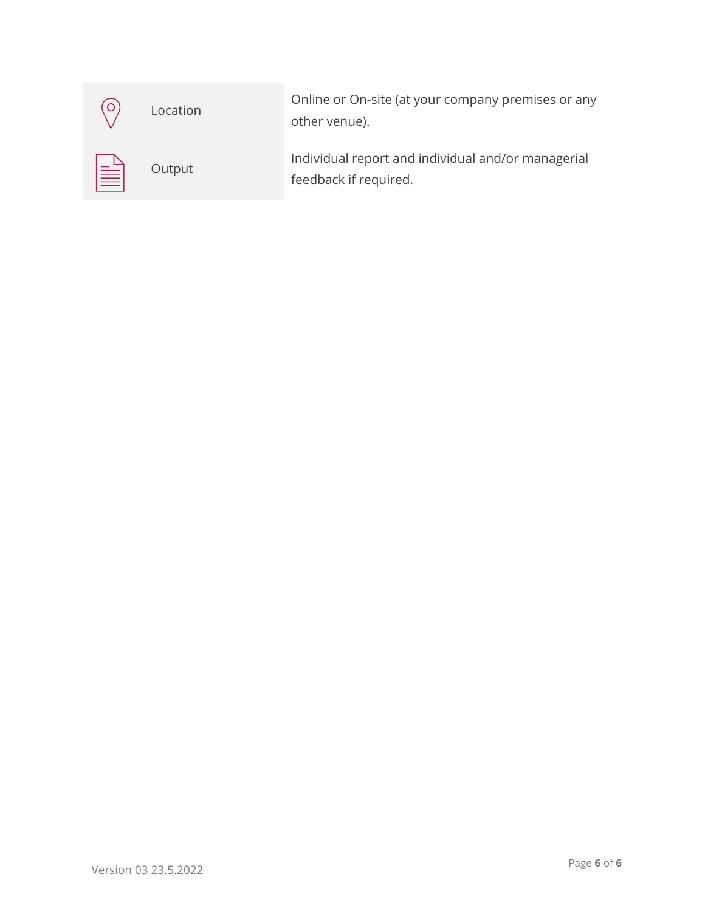| | |
|---|---|
| Location | Online or On-site (at your company premises or any other venue). |
| Output | Individual report and individual and/or managerial feedback if required. |

Version 03 23.5.2022